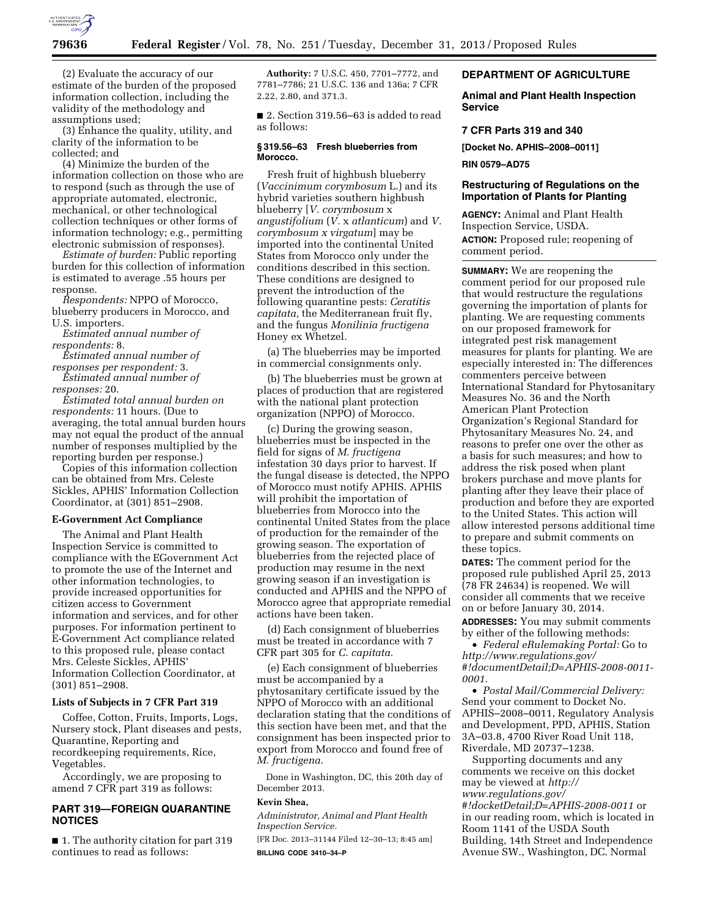(2) Evaluate the accuracy of our estimate of the burden of the proposed information collection, including the validity of the methodology and assumptions used;

(3) Enhance the quality, utility, and clarity of the information to be collected; and

(4) Minimize the burden of the information collection on those who are to respond (such as through the use of appropriate automated, electronic, mechanical, or other technological collection techniques or other forms of information technology; e.g., permitting electronic submission of responses).

*Estimate of burden:* Public reporting burden for this collection of information is estimated to average .55 hours per response.

*Respondents:* NPPO of Morocco, blueberry producers in Morocco, and U.S. importers.

*Estimated annual number of respondents:* 8.

*Estimated annual number of responses per respondent:* 3.

*Estimated annual number of responses:* 20.

*Estimated total annual burden on respondents:* 11 hours. (Due to averaging, the total annual burden hours may not equal the product of the annual number of responses multiplied by the reporting burden per response.)

Copies of this information collection can be obtained from Mrs. Celeste Sickles, APHIS' Information Collection Coordinator, at (301) 851–2908.

### E-Government Act Compliance

The Animal and Plant Health Inspection Service is committed to compliance with the EGovernment Act to promote the use of the Internet and other information technologies, to provide increased opportunities for citizen access to Government information and services, and for other purposes. For information pertinent to E-Government Act compliance related to this proposed rule, please contact Mrs. Celeste Sickles, APHIS' Information Collection Coordinator, at (301) 851–2908.

### Lists of Subjects in 7 CFR Part 319

Coffee, Cotton, Fruits, Imports, Logs, Nursery stock, Plant diseases and pests, Quarantine, Reporting and recordkeeping requirements, Rice, Vegetables.

Accordingly, we are proposing to amend 7 CFR part 319 as follows:

## PART 319—FOREIGN QUARANTINE NOTICES

■ 1. The authority citation for part 319 continues to read as follows:

**Authority:** 7 U.S.C. 450, 7701–7772, and 7781–7786; 21 U.S.C. 136 and 136a; 7 CFR 2.22, 2.80, and 371.3.

■ 2. Section 319.56–63 is added to read as follows:

#### § 319.56–63 Fresh blueberries from Morocco.

Fresh fruit of highbush blueberry (*Vaccinimum corymbosum* L.) and its hybrid varieties southern highbush blueberry [*V. corymbosum* x *angustifolium* (*V.* x *atlanticum*) and *V. corymbosum x virgatum*] may be imported into the continental United States from Morocco only under the conditions described in this section. These conditions are designed to prevent the introduction of the following quarantine pests: *Ceratitis capitata,* the Mediterranean fruit fly, and the fungus *Monilinia fructigena* Honey ex Whetzel.

(a) The blueberries may be imported in commercial consignments only.

(b) The blueberries must be grown at places of production that are registered with the national plant protection organization (NPPO) of Morocco.

(c) During the growing season, blueberries must be inspected in the field for signs of *M. fructigena* infestation 30 days prior to harvest. If the fungal disease is detected, the NPPO of Morocco must notify APHIS. APHIS will prohibit the importation of blueberries from Morocco into the continental United States from the place of production for the remainder of the growing season. The exportation of blueberries from the rejected place of production may resume in the next growing season if an investigation is conducted and APHIS and the NPPO of Morocco agree that appropriate remedial actions have been taken.

(d) Each consignment of blueberries must be treated in accordance with 7 CFR part 305 for *C. capitata.*

(e) Each consignment of blueberries must be accompanied by a phytosanitary certificate issued by the NPPO of Morocco with an additional declaration stating that the conditions of this section have been met, and that the consignment has been inspected prior to export from Morocco and found free of *M. fructigena.*

Done in Washington, DC, this 20th day of December 2013.

**Kevin Shea,**

*Administrator, Animal and Plant Health Inspection Service.*

[FR Doc. 2013–31144 Filed 12–30–13; 8:45 am]

**BILLING CODE 3410–34–P**

## DEPARTMENT OF AGRICULTURE

### Animal and Plant Health Inspection Service

### 7 CFR Parts 319 and 340

**[Docket No. APHIS–2008–0011]**

**RIN 0579–AD75**

### Restructuring of Regulations on the Importation of Plants for Planting

**AGENCY:** Animal and Plant Health Inspection Service, USDA.

**ACTION:** Proposed rule; reopening of comment period.

**SUMMARY:** We are reopening the comment period for our proposed rule that would restructure the regulations governing the importation of plants for planting. We are requesting comments on our proposed framework for integrated pest risk management measures for plants for planting. We are especially interested in: The differences commenters perceive between International Standard for Phytosanitary Measures No. 36 and the North American Plant Protection Organization's Regional Standard for Phytosanitary Measures No. 24, and reasons to prefer one over the other as a basis for such measures; and how to address the risk posed when plant brokers purchase and move plants for planting after they leave their place of production and before they are exported to the United States. This action will allow interested persons additional time to prepare and submit comments on these topics.

**DATES:** The comment period for the proposed rule published April 25, 2013 (78 FR 24634) is reopened. We will consider all comments that we receive on or before January 30, 2014.

**ADDRESSES:** You may submit comments by either of the following methods:

• *Federal eRulemaking Portal:* Go to *http://www.regulations.gov/#!documentDetail;D=APHIS-2008-0011-0001.*

• *Postal Mail/Commercial Delivery:* Send your comment to Docket No. APHIS–2008–0011, Regulatory Analysis and Development, PPD, APHIS, Station 3A–03.8, 4700 River Road Unit 118, Riverdale, MD 20737–1238.

Supporting documents and any comments we receive on this docket may be viewed at *http://www.regulations.gov/#!docketDetail;D=APHIS-2008-0011* or in our reading room, which is located in Room 1141 of the USDA South Building, 14th Street and Independence Avenue SW., Washington, DC. Normal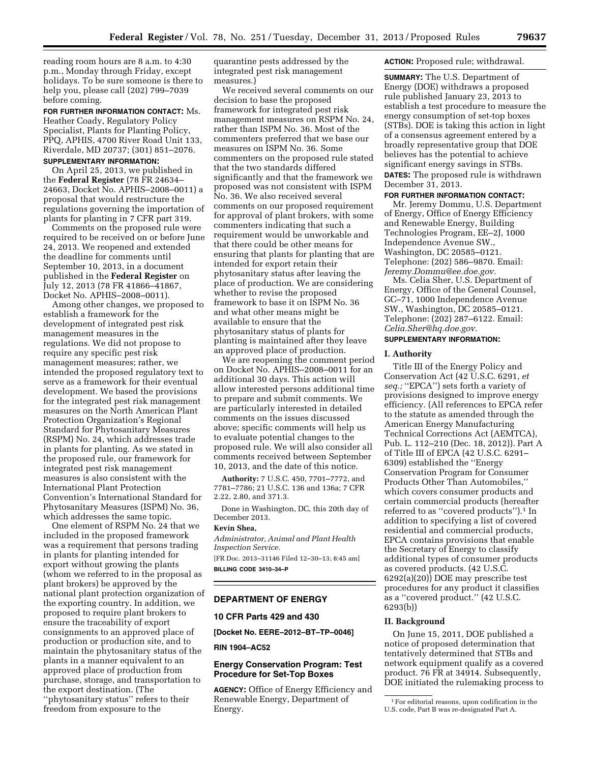reading room hours are 8 a.m. to 4:30 p.m., Monday through Friday, except holidays. To be sure someone is there to help you, please call (202) 799–7039 before coming.

**FOR FURTHER INFORMATION CONTACT:** Ms. Heather Coady, Regulatory Policy Specialist, Plants for Planting Policy, PPQ, APHIS, 4700 River Road Unit 133, Riverdale, MD 20737; (301) 851–2076.

**SUPPLEMENTARY INFORMATION:**

On April 25, 2013, we published in the **Federal Register** (78 FR 24634–24663, Docket No. APHIS–2008–0011) a proposal that would restructure the regulations governing the importation of plants for planting in 7 CFR part 319.

Comments on the proposed rule were required to be received on or before June 24, 2013. We reopened and extended the deadline for comments until September 10, 2013, in a document published in the **Federal Register** on July 12, 2013 (78 FR 41866–41867, Docket No. APHIS–2008–0011).

Among other changes, we proposed to establish a framework for the development of integrated pest risk management measures in the regulations. We did not propose to require any specific pest risk management measures; rather, we intended the proposed regulatory text to serve as a framework for their eventual development. We based the provisions for the integrated pest risk management measures on the North American Plant Protection Organization's Regional Standard for Phytosanitary Measures (RSPM) No. 24, which addresses trade in plants for planting. As we stated in the proposed rule, our framework for integrated pest risk management measures is also consistent with the International Plant Protection Convention's International Standard for Phytosanitary Measures (ISPM) No. 36, which addresses the same topic.

One element of RSPM No. 24 that we included in the proposed framework was a requirement that persons trading in plants for planting intended for export without growing the plants (whom we referred to in the proposal as plant brokers) be approved by the national plant protection organization of the exporting country. In addition, we proposed to require plant brokers to ensure the traceability of export consignments to an approved place of production or production site, and to maintain the phytosanitary status of the plants in a manner equivalent to an approved place of production from purchase, storage, and transportation to the export destination. (The ''phytosanitary status'' refers to their freedom from exposure to the quarantine pests addressed by the integrated pest risk management measures.)

We received several comments on our decision to base the proposed framework for integrated pest risk management measures on RSPM No. 24, rather than ISPM No. 36. Most of the commenters preferred that we base our measures on ISPM No. 36. Some commenters on the proposed rule stated that the two standards differed significantly and that the framework we proposed was not consistent with ISPM No. 36. We also received several comments on our proposed requirement for approval of plant brokers, with some commenters indicating that such a requirement would be unworkable and that there could be other means for ensuring that plants for planting that are intended for export retain their phytosanitary status after leaving the place of production. We are considering whether to revise the proposed framework to base it on ISPM No. 36 and what other means might be available to ensure that the phytosanitary status of plants for planting is maintained after they leave an approved place of production.

We are reopening the comment period on Docket No. APHIS–2008–0011 for an additional 30 days. This action will allow interested persons additional time to prepare and submit comments. We are particularly interested in detailed comments on the issues discussed above; specific comments will help us to evaluate potential changes to the proposed rule. We will also consider all comments received between September 10, 2013, and the date of this notice.

**Authority:** 7 U.S.C. 450, 7701–7772, and 7781–7786; 21 U.S.C. 136 and 136a; 7 CFR 2.22, 2.80, and 371.3.

Done in Washington, DC, this 20th day of December 2013.

**Kevin Shea,**

*Administrator, Animal and Plant Health Inspection Service.*

[FR Doc. 2013–31146 Filed 12–30–13; 8:45 am]

**BILLING CODE 3410–34–P**

## DEPARTMENT OF ENERGY

### 10 CFR Parts 429 and 430

**[Docket No. EERE–2012–BT–TP–0046]**

**RIN 1904–AC52**

### Energy Conservation Program: Test Procedure for Set-Top Boxes

**AGENCY:** Office of Energy Efficiency and Renewable Energy, Department of Energy.

**ACTION:** Proposed rule; withdrawal.

**SUMMARY:** The U.S. Department of Energy (DOE) withdraws a proposed rule published January 23, 2013 to establish a test procedure to measure the energy consumption of set-top boxes (STBs). DOE is taking this action in light of a consensus agreement entered by a broadly representative group that DOE believes has the potential to achieve significant energy savings in STBs.

**DATES:** The proposed rule is withdrawn December 31, 2013.

**FOR FURTHER INFORMATION CONTACT:**

Mr. Jeremy Dommu, U.S. Department of Energy, Office of Energy Efficiency and Renewable Energy, Building Technologies Program, EE–2J, 1000 Independence Avenue SW., Washington, DC 20585–0121. Telephone: (202) 586–9870. Email: *Jeremy.Dommu@ee.doe.gov.*

Ms. Celia Sher, U.S. Department of Energy, Office of the General Counsel, GC–71, 1000 Independence Avenue SW., Washington, DC 20585–0121. Telephone: (202) 287–6122. Email: *Celia.Sher@hq.doe.gov.*

**SUPPLEMENTARY INFORMATION:**

#### I. Authority

Title III of the Energy Policy and Conservation Act (42 U.S.C. 6291, *et seq.;* ''EPCA'') sets forth a variety of provisions designed to improve energy efficiency. (All references to EPCA refer to the statute as amended through the American Energy Manufacturing Technical Corrections Act (AEMTCA), Pub. L. 112–210 (Dec. 18, 2012)). Part A of Title III of EPCA (42 U.S.C. 6291–6309) established the ''Energy Conservation Program for Consumer Products Other Than Automobiles,'' which covers consumer products and certain commercial products (hereafter referred to as ''covered products'').[1] In addition to specifying a list of covered residential and commercial products, EPCA contains provisions that enable the Secretary of Energy to classify additional types of consumer products as covered products. (42 U.S.C. 6292(a)(20)) DOE may prescribe test procedures for any product it classifies as a ''covered product.'' (42 U.S.C. 6293(b))

#### II. Background

On June 15, 2011, DOE published a notice of proposed determination that tentatively determined that STBs and network equipment qualify as a covered product. 76 FR at 34914. Subsequently, DOE initiated the rulemaking process to

[1] For editorial reasons, upon codification in the U.S. code, Part B was re-designated Part A.